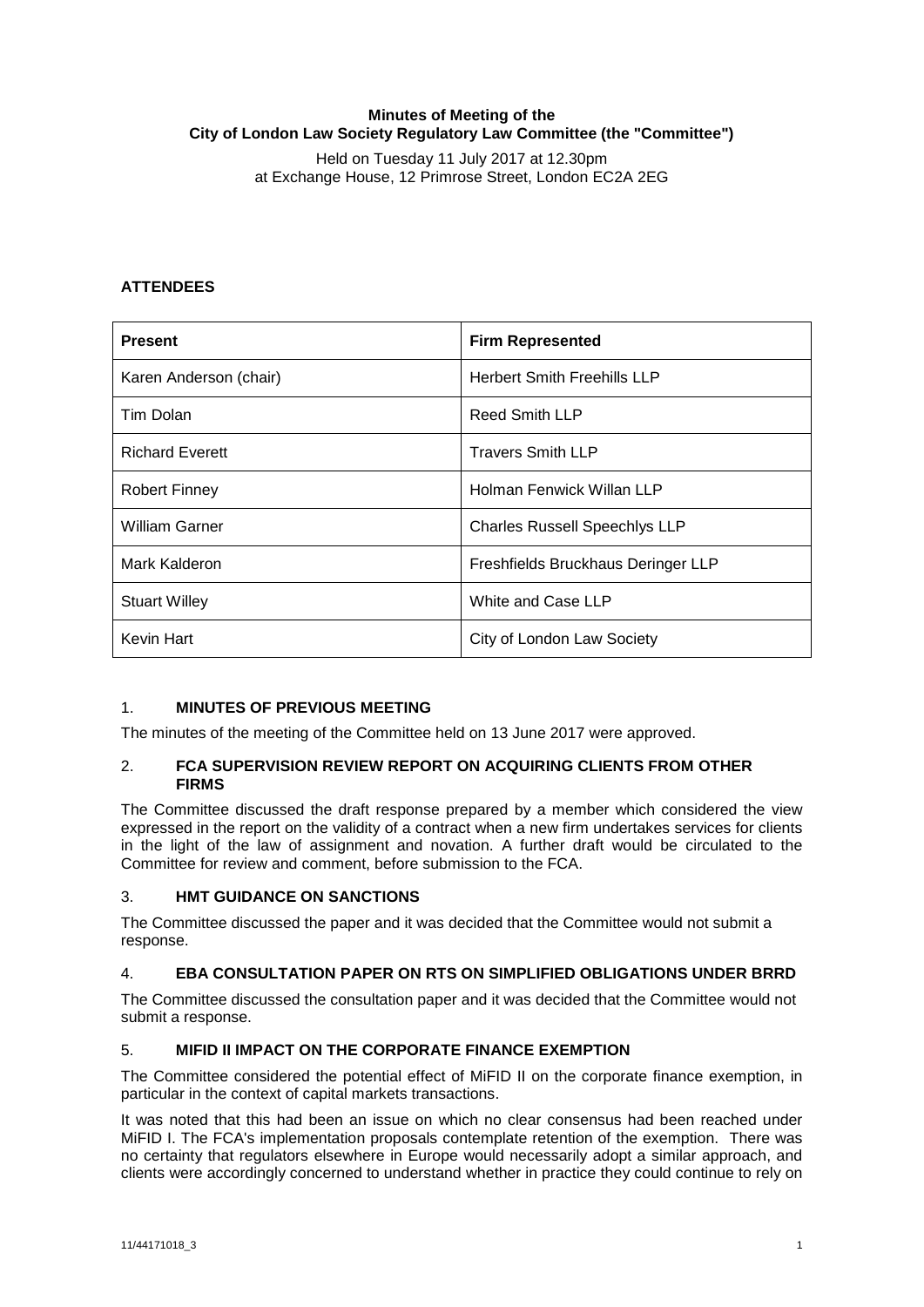**Minutes of Meeting of the**
**City of London Law Society Regulatory Law Committee (the "Committee")**

Held on Tuesday 11 July 2017 at 12.30pm
at Exchange House, 12 Primrose Street, London EC2A 2EG

## ATTENDEES

| Present | Firm Represented |
|---|---|
| Karen Anderson (chair) | Herbert Smith Freehills LLP |
| Tim Dolan | Reed Smith LLP |
| Richard Everett | Travers Smith LLP |
| Robert Finney | Holman Fenwick Willan LLP |
| William Garner | Charles Russell Speechlys LLP |
| Mark Kalderon | Freshfields Bruckhaus Deringer LLP |
| Stuart Willey | White and Case LLP |
| Kevin Hart | City of London Law Society |

### 1. MINUTES OF PREVIOUS MEETING

The minutes of the meeting of the Committee held on 13 June 2017 were approved.

### 2. FCA SUPERVISION REVIEW REPORT ON ACQUIRING CLIENTS FROM OTHER FIRMS

The Committee discussed the draft response prepared by a member which considered the view expressed in the report on the validity of a contract when a new firm undertakes services for clients in the light of the law of assignment and novation. A further draft would be circulated to the Committee for review and comment, before submission to the FCA.

### 3. HMT GUIDANCE ON SANCTIONS

The Committee discussed the paper and it was decided that the Committee would not submit a response.

### 4. EBA CONSULTATION PAPER ON RTS ON SIMPLIFIED OBLIGATIONS UNDER BRRD

The Committee discussed the consultation paper and it was decided that the Committee would not submit a response.

### 5. MIFID II IMPACT ON THE CORPORATE FINANCE EXEMPTION

The Committee considered the potential effect of MiFID II on the corporate finance exemption, in particular in the context of capital markets transactions.

It was noted that this had been an issue on which no clear consensus had been reached under MiFID I. The FCA's implementation proposals contemplate retention of the exemption. There was no certainty that regulators elsewhere in Europe would necessarily adopt a similar approach, and clients were accordingly concerned to understand whether in practice they could continue to rely on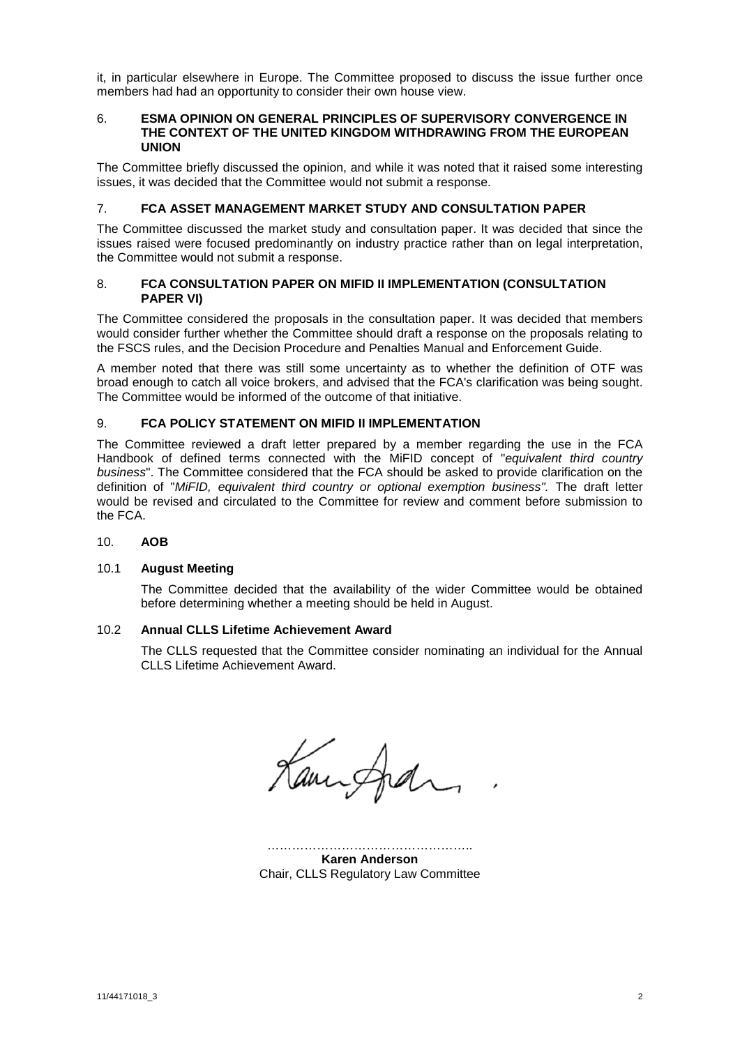it, in particular elsewhere in Europe. The Committee proposed to discuss the issue further once members had had an opportunity to consider their own house view.

## 6. ESMA OPINION ON GENERAL PRINCIPLES OF SUPERVISORY CONVERGENCE IN THE CONTEXT OF THE UNITED KINGDOM WITHDRAWING FROM THE EUROPEAN UNION

The Committee briefly discussed the opinion, and while it was noted that it raised some interesting issues, it was decided that the Committee would not submit a response.

## 7. FCA ASSET MANAGEMENT MARKET STUDY AND CONSULTATION PAPER

The Committee discussed the market study and consultation paper. It was decided that since the issues raised were focused predominantly on industry practice rather than on legal interpretation, the Committee would not submit a response.

## 8. FCA CONSULTATION PAPER ON MIFID II IMPLEMENTATION (CONSULTATION PAPER VI)

The Committee considered the proposals in the consultation paper. It was decided that members would consider further whether the Committee should draft a response on the proposals relating to the FSCS rules, and the Decision Procedure and Penalties Manual and Enforcement Guide.

A member noted that there was still some uncertainty as to whether the definition of OTF was broad enough to catch all voice brokers, and advised that the FCA's clarification was being sought. The Committee would be informed of the outcome of that initiative.

## 9. FCA POLICY STATEMENT ON MIFID II IMPLEMENTATION

The Committee reviewed a draft letter prepared by a member regarding the use in the FCA Handbook of defined terms connected with the MiFID concept of "*equivalent third country business*". The Committee considered that the FCA should be asked to provide clarification on the definition of "*MiFID, equivalent third country or optional exemption business"*. The draft letter would be revised and circulated to the Committee for review and comment before submission to the FCA.

## 10. AOB

### 10.1 August Meeting

The Committee decided that the availability of the wider Committee would be obtained before determining whether a meeting should be held in August.

### 10.2 Annual CLLS Lifetime Achievement Award

The CLLS requested that the Committee consider nominating an individual for the Annual CLLS Lifetime Achievement Award.

…………………………………………..

**Karen Anderson**
Chair, CLLS Regulatory Law Committee